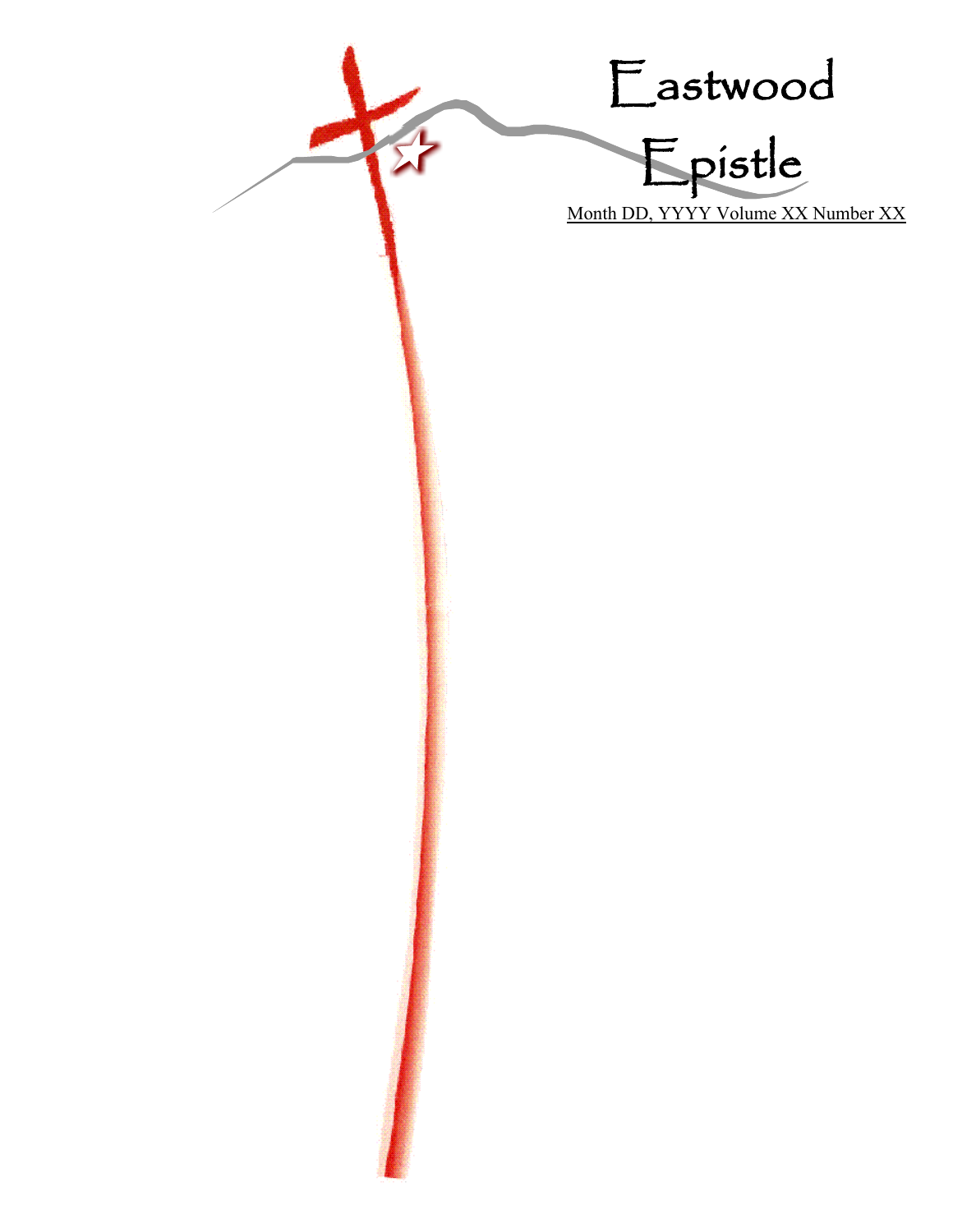# Eastwood Epistle

Month DD, YYYY Volume XX Number XX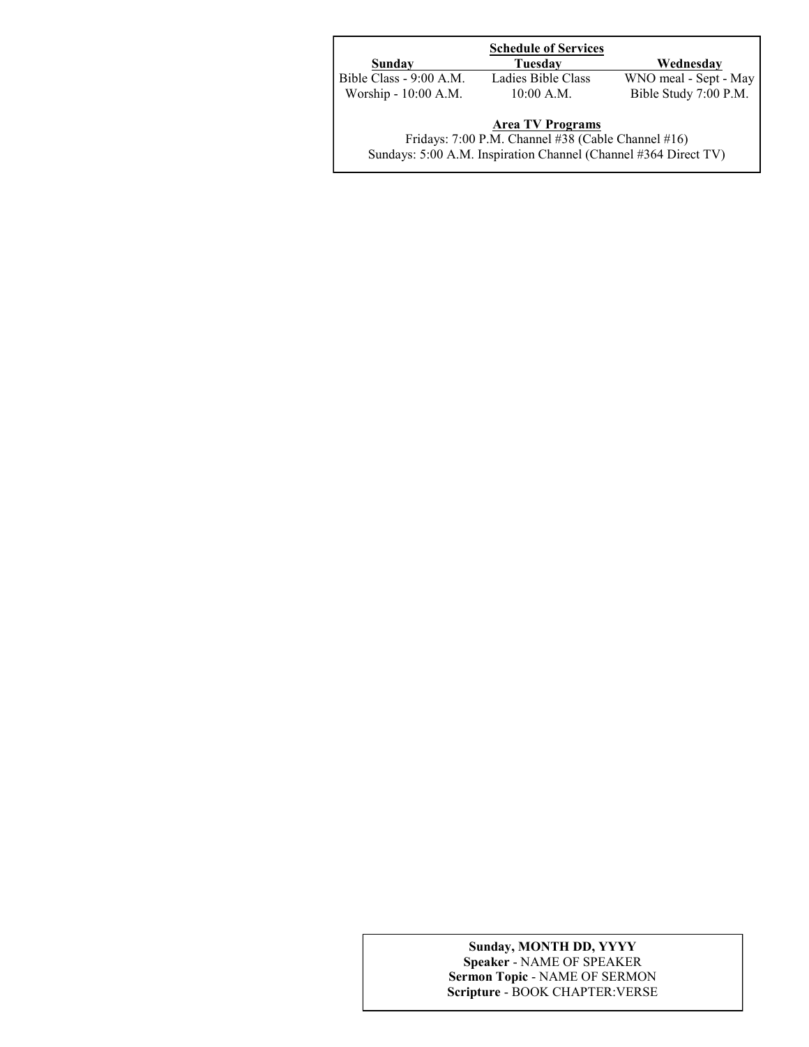**Schedule of Services**

| Sunday | Tuesday | Wednesday |
|---|---|---|
| Bible Class - 9:00 A.M. | Ladies Bible Class | WNO meal - Sept - May |
| Worship - 10:00 A.M. | 10:00 A.M. | Bible Study 7:00 P.M. |

**Area TV Programs**

Fridays: 7:00 P.M. Channel #38 (Cable Channel #16)

Sundays: 5:00 A.M. Inspiration Channel (Channel #364 Direct TV)

**Sunday, MONTH DD, YYYY**

**Speaker** - NAME OF SPEAKER

**Sermon Topic** - NAME OF SERMON

**Scripture** - BOOK CHAPTER:VERSE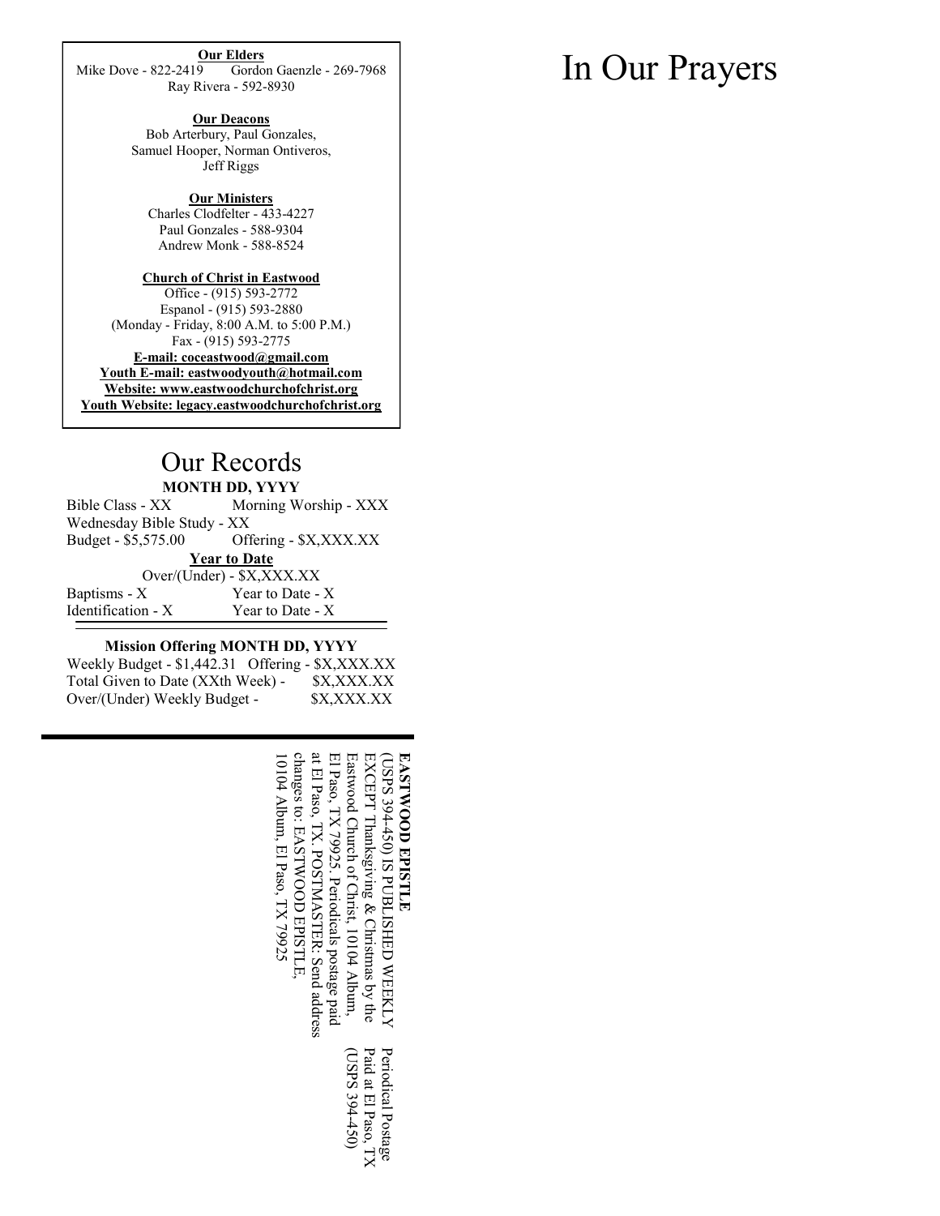**Our Elders**

Mike Dove - 822-2419 Gordon Gaenzle - 269-7968

Ray Rivera - 592-8930

**Our Deacons**

Bob Arterbury, Paul Gonzales, Samuel Hooper, Norman Ontiveros, Jeff Riggs

**Our Ministers**

Charles Clodfelter - 433-4227

Paul Gonzales - 588-9304

Andrew Monk - 588-8524

**Church of Christ in Eastwood**

Office - (915) 593-2772

Espanol - (915) 593-2880

(Monday - Friday, 8:00 A.M. to 5:00 P.M.)

Fax - (915) 593-2775

**E-mail: coceastwood@gmail.com**

**Youth E-mail: eastwoodyouth@hotmail.com**

**Website: www.eastwoodchurchofchrist.org**

**Youth Website: legacy.eastwoodchurchofchrist.org**

# Our Records

**MONTH DD, YYYY**

Bible Class - XX Morning Worship - XXX

Wednesday Bible Study - XX

Budget - $5,575.00 Offering - $X,XXX.XX

**Year to Date**

Over/(Under) - $X,XXX.XX

Baptisms - X Year to Date - X

Identification - X Year to Date - X

**Mission Offering MONTH DD, YYYY**

Weekly Budget - $1,442.31 Offering - $X,XXX.XX

Total Given to Date (XXth Week) - $X,XXX.XX

Over/(Under) Weekly Budget - $X,XXX.XX

**EASTWOOD EPISTLE**

(USPS 394-450) IS PUBLISHED WEEKLY EXCEPT Thanksgiving & Christmas by the Eastwood Church of Christ, 10104 Album, El Paso, TX 79925. Periodicals postage paid at El Paso, TX. POSTMASTER: Send address changes to: EASTWOOD EPISTLE, 10104 Album, El Paso, TX 79925

Periodical Postage Paid at El Paso, TX (USPS 394-450)

# In Our Prayers